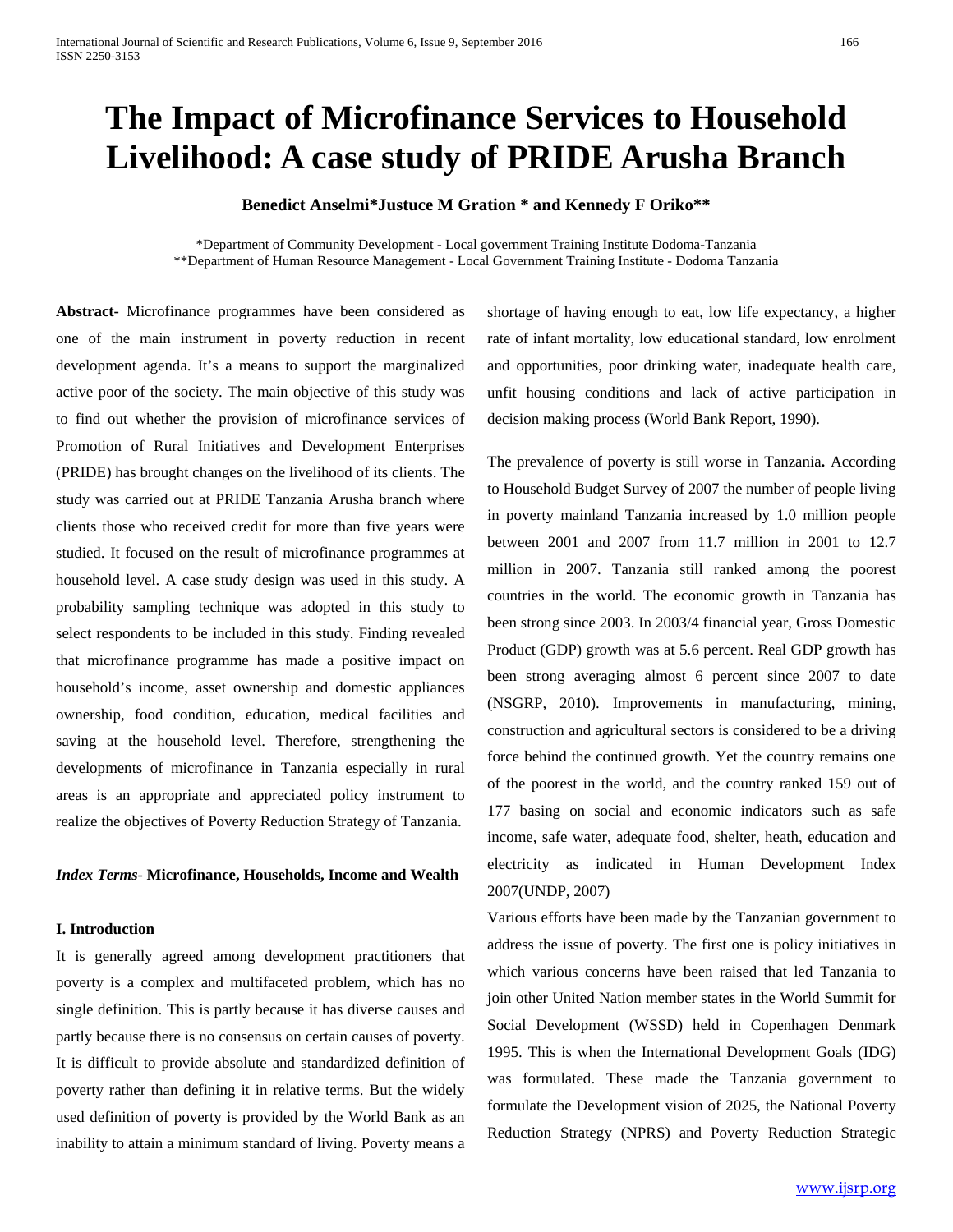# The Impact of Microfinance Services to Household Livelihood: A case study of PRIDE Arusha Branch

**Benedict Anselmi*Justuce M Gration * and Kennedy F Oriko****

*Department of Community Development - Local government Training Institute Dodoma-Tanzania
**Department of Human Resource Management - Local Government Training Institute - Dodoma Tanzania

**Abstract-** Microfinance programmes have been considered as one of the main instrument in poverty reduction in recent development agenda. It's a means to support the marginalized active poor of the society. The main objective of this study was to find out whether the provision of microfinance services of Promotion of Rural Initiatives and Development Enterprises (PRIDE) has brought changes on the livelihood of its clients. The study was carried out at PRIDE Tanzania Arusha branch where clients those who received credit for more than five years were studied. It focused on the result of microfinance programmes at household level. A case study design was used in this study. A probability sampling technique was adopted in this study to select respondents to be included in this study. Finding revealed that microfinance programme has made a positive impact on household's income, asset ownership and domestic appliances ownership, food condition, education, medical facilities and saving at the household level. Therefore, strengthening the developments of microfinance in Tanzania especially in rural areas is an appropriate and appreciated policy instrument to realize the objectives of Poverty Reduction Strategy of Tanzania.

***Index Terms-*** **Microfinance, Households, Income and Wealth**

## I. Introduction

It is generally agreed among development practitioners that poverty is a complex and multifaceted problem, which has no single definition. This is partly because it has diverse causes and partly because there is no consensus on certain causes of poverty. It is difficult to provide absolute and standardized definition of poverty rather than defining it in relative terms. But the widely used definition of poverty is provided by the World Bank as an inability to attain a minimum standard of living. Poverty means a shortage of having enough to eat, low life expectancy, a higher rate of infant mortality, low educational standard, low enrolment and opportunities, poor drinking water, inadequate health care, unfit housing conditions and lack of active participation in decision making process (World Bank Report, 1990).

The prevalence of poverty is still worse in Tanzania**.** According to Household Budget Survey of 2007 the number of people living in poverty mainland Tanzania increased by 1.0 million people between 2001 and 2007 from 11.7 million in 2001 to 12.7 million in 2007. Tanzania still ranked among the poorest countries in the world. The economic growth in Tanzania has been strong since 2003. In 2003/4 financial year, Gross Domestic Product (GDP) growth was at 5.6 percent. Real GDP growth has been strong averaging almost 6 percent since 2007 to date (NSGRP, 2010). Improvements in manufacturing, mining, construction and agricultural sectors is considered to be a driving force behind the continued growth. Yet the country remains one of the poorest in the world, and the country ranked 159 out of 177 basing on social and economic indicators such as safe income, safe water, adequate food, shelter, heath, education and electricity as indicated in Human Development Index 2007(UNDP, 2007)

Various efforts have been made by the Tanzanian government to address the issue of poverty. The first one is policy initiatives in which various concerns have been raised that led Tanzania to join other United Nation member states in the World Summit for Social Development (WSSD) held in Copenhagen Denmark 1995. This is when the International Development Goals (IDG) was formulated. These made the Tanzania government to formulate the Development vision of 2025, the National Poverty Reduction Strategy (NPRS) and Poverty Reduction Strategic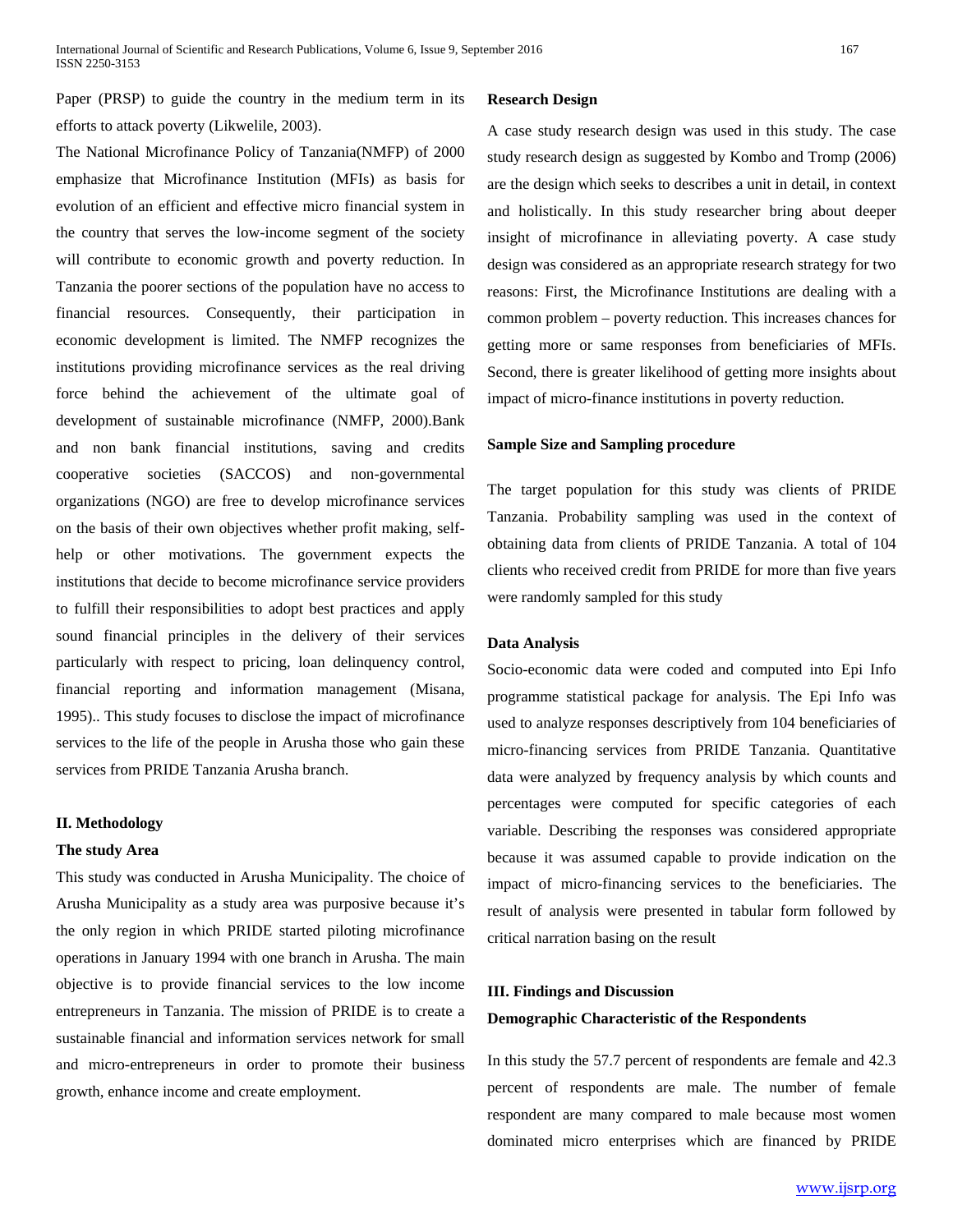Paper (PRSP) to guide the country in the medium term in its efforts to attack poverty (Likwelile, 2003).

The National Microfinance Policy of Tanzania(NMFP) of 2000 emphasize that Microfinance Institution (MFIs) as basis for evolution of an efficient and effective micro financial system in the country that serves the low-income segment of the society will contribute to economic growth and poverty reduction. In Tanzania the poorer sections of the population have no access to financial resources. Consequently, their participation in economic development is limited. The NMFP recognizes the institutions providing microfinance services as the real driving force behind the achievement of the ultimate goal of development of sustainable microfinance (NMFP, 2000).Bank and non bank financial institutions, saving and credits cooperative societies (SACCOS) and non-governmental organizations (NGO) are free to develop microfinance services on the basis of their own objectives whether profit making, self-help or other motivations. The government expects the institutions that decide to become microfinance service providers to fulfill their responsibilities to adopt best practices and apply sound financial principles in the delivery of their services particularly with respect to pricing, loan delinquency control, financial reporting and information management (Misana, 1995).. This study focuses to disclose the impact of microfinance services to the life of the people in Arusha those who gain these services from PRIDE Tanzania Arusha branch.

## II. Methodology

### The study Area

This study was conducted in Arusha Municipality. The choice of Arusha Municipality as a study area was purposive because it's the only region in which PRIDE started piloting microfinance operations in January 1994 with one branch in Arusha. The main objective is to provide financial services to the low income entrepreneurs in Tanzania. The mission of PRIDE is to create a sustainable financial and information services network for small and micro-entrepreneurs in order to promote their business growth, enhance income and create employment.

### Research Design

A case study research design was used in this study. The case study research design as suggested by Kombo and Tromp (2006) are the design which seeks to describes a unit in detail, in context and holistically. In this study researcher bring about deeper insight of microfinance in alleviating poverty. A case study design was considered as an appropriate research strategy for two reasons: First, the Microfinance Institutions are dealing with a common problem – poverty reduction. This increases chances for getting more or same responses from beneficiaries of MFIs. Second, there is greater likelihood of getting more insights about impact of micro-finance institutions in poverty reduction.

### Sample Size and Sampling procedure

The target population for this study was clients of PRIDE Tanzania. Probability sampling was used in the context of obtaining data from clients of PRIDE Tanzania. A total of 104 clients who received credit from PRIDE for more than five years were randomly sampled for this study

### Data Analysis

Socio-economic data were coded and computed into Epi Info programme statistical package for analysis. The Epi Info was used to analyze responses descriptively from 104 beneficiaries of micro-financing services from PRIDE Tanzania. Quantitative data were analyzed by frequency analysis by which counts and percentages were computed for specific categories of each variable. Describing the responses was considered appropriate because it was assumed capable to provide indication on the impact of micro-financing services to the beneficiaries. The result of analysis were presented in tabular form followed by critical narration basing on the result

## III. Findings and Discussion

### Demographic Characteristic of the Respondents

In this study the 57.7 percent of respondents are female and 42.3 percent of respondents are male. The number of female respondent are many compared to male because most women dominated micro enterprises which are financed by PRIDE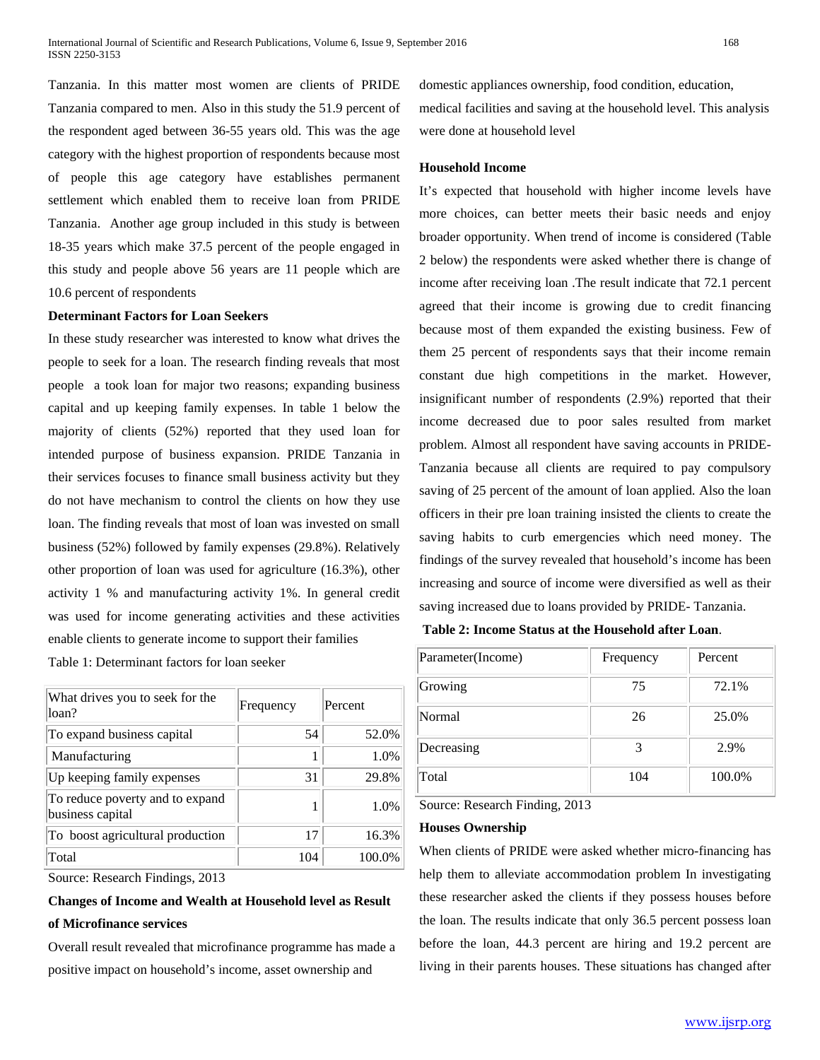Tanzania. In this matter most women are clients of PRIDE Tanzania compared to men. Also in this study the 51.9 percent of the respondent aged between 36-55 years old. This was the age category with the highest proportion of respondents because most of people this age category have establishes permanent settlement which enabled them to receive loan from PRIDE Tanzania. Another age group included in this study is between 18-35 years which make 37.5 percent of the people engaged in this study and people above 56 years are 11 people which are 10.6 percent of respondents

**Determinant Factors for Loan Seekers**

In these study researcher was interested to know what drives the people to seek for a loan. The research finding reveals that most people a took loan for major two reasons; expanding business capital and up keeping family expenses. In table 1 below the majority of clients (52%) reported that they used loan for intended purpose of business expansion. PRIDE Tanzania in their services focuses to finance small business activity but they do not have mechanism to control the clients on how they use loan. The finding reveals that most of loan was invested on small business (52%) followed by family expenses (29.8%). Relatively other proportion of loan was used for agriculture (16.3%), other activity 1 % and manufacturing activity 1%. In general credit was used for income generating activities and these activities enable clients to generate income to support their families

Table 1: Determinant factors for loan seeker

| What drives you to seek for the loan? | Frequency | Percent |
|---|---|---|
| To expand business capital | 54 | 52.0% |
| Manufacturing | 1 | 1.0% |
| Up keeping family expenses | 31 | 29.8% |
| To reduce poverty and to expand business capital | 1 | 1.0% |
| To boost agricultural production | 17 | 16.3% |
| Total | 104 | 100.0% |

Source: Research Findings, 2013

**Changes of Income and Wealth at Household level as Result of Microfinance services**

Overall result revealed that microfinance programme has made a positive impact on household's income, asset ownership and domestic appliances ownership, food condition, education, medical facilities and saving at the household level. This analysis were done at household level

**Household Income**

It's expected that household with higher income levels have more choices, can better meets their basic needs and enjoy broader opportunity. When trend of income is considered (Table 2 below) the respondents were asked whether there is change of income after receiving loan .The result indicate that 72.1 percent agreed that their income is growing due to credit financing because most of them expanded the existing business. Few of them 25 percent of respondents says that their income remain constant due high competitions in the market. However, insignificant number of respondents (2.9%) reported that their income decreased due to poor sales resulted from market problem. Almost all respondent have saving accounts in PRIDE-Tanzania because all clients are required to pay compulsory saving of 25 percent of the amount of loan applied. Also the loan officers in their pre loan training insisted the clients to create the saving habits to curb emergencies which need money. The findings of the survey revealed that household's income has been increasing and source of income were diversified as well as their saving increased due to loans provided by PRIDE- Tanzania.

**Table 2: Income Status at the Household after Loan**.

| Parameter(Income) | Frequency | Percent |
|---|---|---|
| Growing | 75 | 72.1% |
| Normal | 26 | 25.0% |
| Decreasing | 3 | 2.9% |
| Total | 104 | 100.0% |

Source: Research Finding, 2013

**Houses Ownership**

When clients of PRIDE were asked whether micro-financing has help them to alleviate accommodation problem In investigating these researcher asked the clients if they possess houses before the loan. The results indicate that only 36.5 percent possess loan before the loan, 44.3 percent are hiring and 19.2 percent are living in their parents houses. These situations has changed after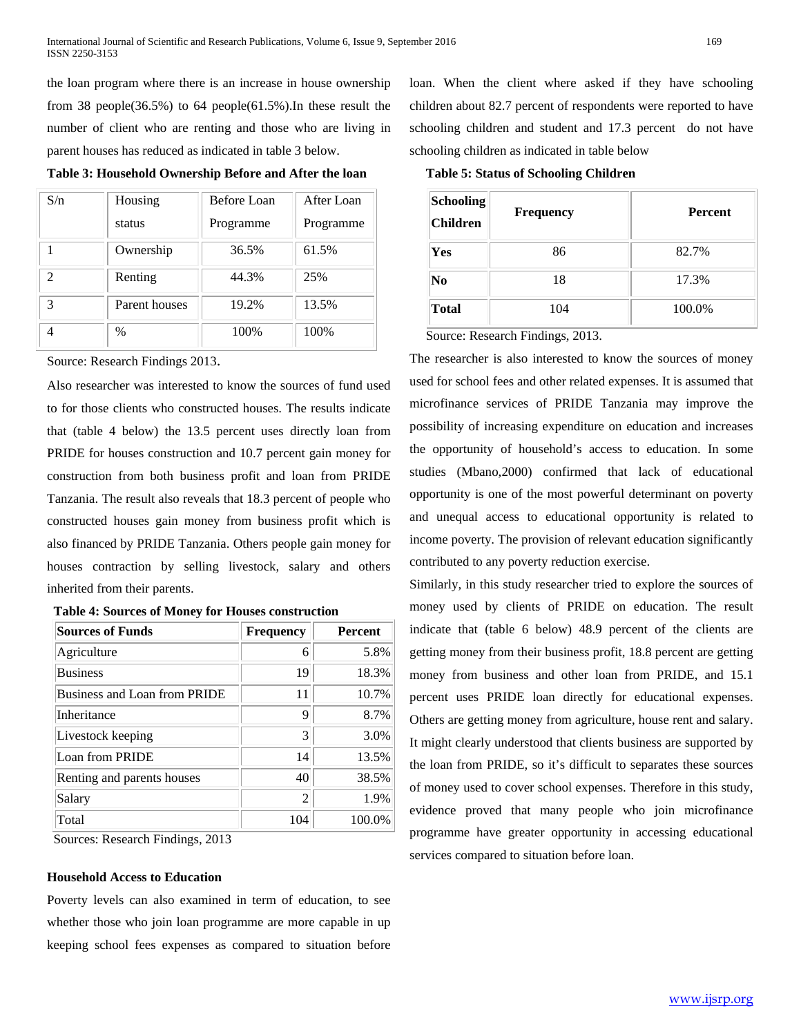the loan program where there is an increase in house ownership from 38 people(36.5%) to 64 people(61.5%).In these result the number of client who are renting and those who are living in parent houses has reduced as indicated in table 3 below.

**Table 3: Household Ownership Before and After the loan**

| S/n | Housing status | Before Loan Programme | After Loan Programme |
|---|---|---|---|
| 1 | Ownership | 36.5% | 61.5% |
| 2 | Renting | 44.3% | 25% |
| 3 | Parent houses | 19.2% | 13.5% |
| 4 | % | 100% | 100% |

Source: Research Findings 2013.

Also researcher was interested to know the sources of fund used to for those clients who constructed houses. The results indicate that (table 4 below) the 13.5 percent uses directly loan from PRIDE for houses construction and 10.7 percent gain money for construction from both business profit and loan from PRIDE Tanzania. The result also reveals that 18.3 percent of people who constructed houses gain money from business profit which is also financed by PRIDE Tanzania. Others people gain money for houses contraction by selling livestock, salary and others inherited from their parents.

**Table 4: Sources of Money for Houses construction**

| Sources of Funds | Frequency | Percent |
|---|---|---|
| Agriculture | 6 | 5.8% |
| Business | 19 | 18.3% |
| Business and Loan from PRIDE | 11 | 10.7% |
| Inheritance | 9 | 8.7% |
| Livestock keeping | 3 | 3.0% |
| Loan from PRIDE | 14 | 13.5% |
| Renting and parents houses | 40 | 38.5% |
| Salary | 2 | 1.9% |
| Total | 104 | 100.0% |

Sources: Research Findings, 2013

**Household Access to Education**

Poverty levels can also examined in term of education, to see whether those who join loan programme are more capable in up keeping school fees expenses as compared to situation before loan. When the client where asked if they have schooling children about 82.7 percent of respondents were reported to have schooling children and student and 17.3 percent do not have schooling children as indicated in table below

**Table 5: Status of Schooling Children**

| Schooling Children | Frequency | Percent |
|---|---|---|
| **Yes** | 86 | 82.7% |
| **No** | 18 | 17.3% |
| **Total** | 104 | 100.0% |

Source: Research Findings, 2013.

The researcher is also interested to know the sources of money used for school fees and other related expenses. It is assumed that microfinance services of PRIDE Tanzania may improve the possibility of increasing expenditure on education and increases the opportunity of household's access to education. In some studies (Mbano,2000) confirmed that lack of educational opportunity is one of the most powerful determinant on poverty and unequal access to educational opportunity is related to income poverty. The provision of relevant education significantly contributed to any poverty reduction exercise.

Similarly, in this study researcher tried to explore the sources of money used by clients of PRIDE on education. The result indicate that (table 6 below) 48.9 percent of the clients are getting money from their business profit, 18.8 percent are getting money from business and other loan from PRIDE, and 15.1 percent uses PRIDE loan directly for educational expenses. Others are getting money from agriculture, house rent and salary. It might clearly understood that clients business are supported by the loan from PRIDE, so it's difficult to separates these sources of money used to cover school expenses. Therefore in this study, evidence proved that many people who join microfinance programme have greater opportunity in accessing educational services compared to situation before loan.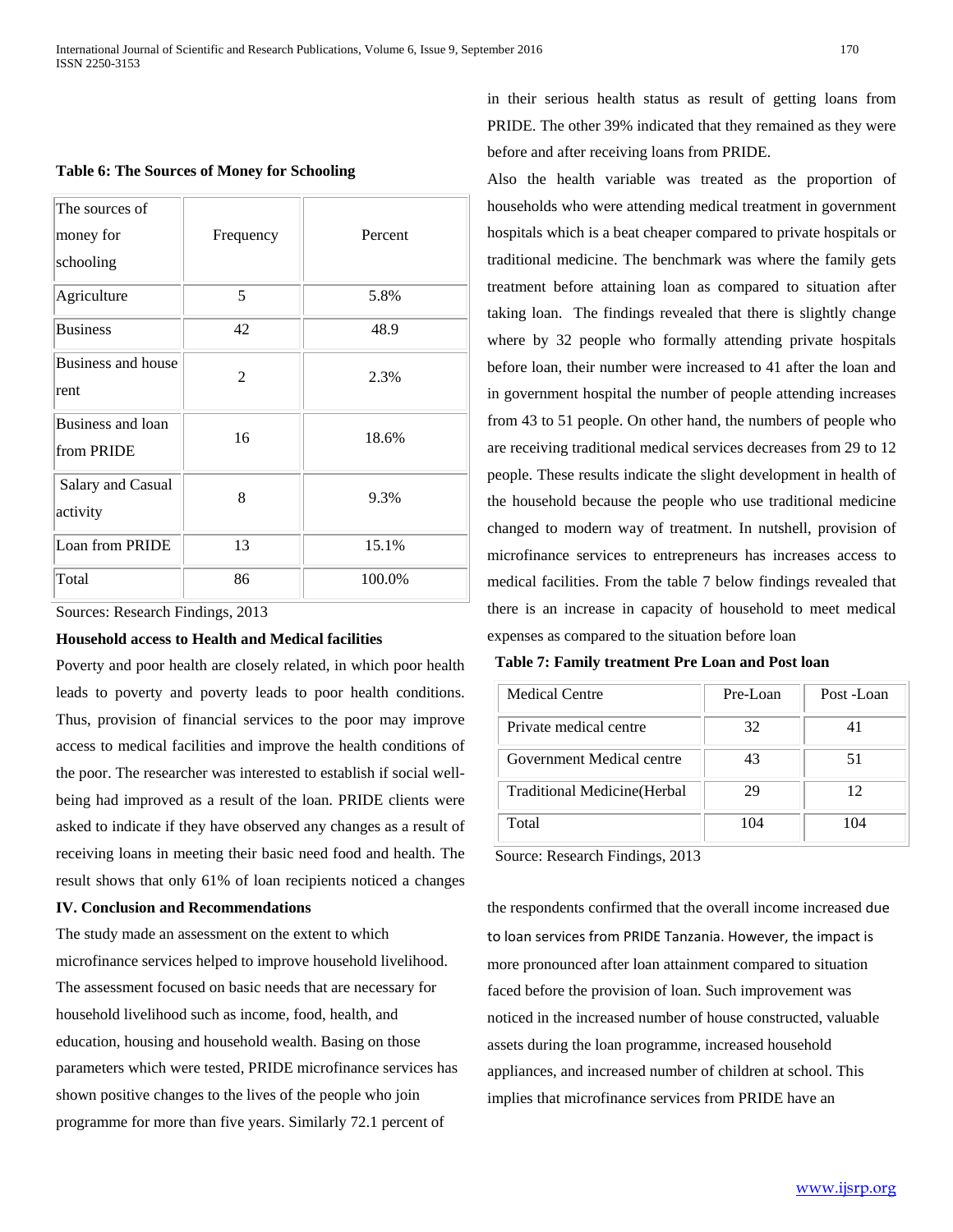**Table 6: The Sources of Money for Schooling**

| The sources of money for schooling | Frequency | Percent |
|---|---|---|
| Agriculture | 5 | 5.8% |
| Business | 42 | 48.9 |
| Business and house rent | 2 | 2.3% |
| Business and loan from PRIDE | 16 | 18.6% |
| Salary and Casual activity | 8 | 9.3% |
| Loan from PRIDE | 13 | 15.1% |
| Total | 86 | 100.0% |

Sources: Research Findings, 2013

**Household access to Health and Medical facilities**

Poverty and poor health are closely related, in which poor health leads to poverty and poverty leads to poor health conditions. Thus, provision of financial services to the poor may improve access to medical facilities and improve the health conditions of the poor. The researcher was interested to establish if social well-being had improved as a result of the loan. PRIDE clients were asked to indicate if they have observed any changes as a result of receiving loans in meeting their basic need food and health. The result shows that only 61% of loan recipients noticed a changes in their serious health status as result of getting loans from PRIDE. The other 39% indicated that they remained as they were before and after receiving loans from PRIDE.

Also the health variable was treated as the proportion of households who were attending medical treatment in government hospitals which is a beat cheaper compared to private hospitals or traditional medicine. The benchmark was where the family gets treatment before attaining loan as compared to situation after taking loan. The findings revealed that there is slightly change where by 32 people who formally attending private hospitals before loan, their number were increased to 41 after the loan and in government hospital the number of people attending increases from 43 to 51 people. On other hand, the numbers of people who are receiving traditional medical services decreases from 29 to 12 people. These results indicate the slight development in health of the household because the people who use traditional medicine changed to modern way of treatment. In nutshell, provision of microfinance services to entrepreneurs has increases access to medical facilities. From the table 7 below findings revealed that there is an increase in capacity of household to meet medical expenses as compared to the situation before loan

**Table 7: Family treatment Pre Loan and Post loan**

| Medical Centre | Pre-Loan | Post -Loan |
|---|---|---|
| Private medical centre | 32 | 41 |
| Government Medical centre | 43 | 51 |
| Traditional Medicine(Herbal | 29 | 12 |
| Total | 104 | 104 |

Source: Research Findings, 2013

## IV. Conclusion and Recommendations

The study made an assessment on the extent to which microfinance services helped to improve household livelihood. The assessment focused on basic needs that are necessary for household livelihood such as income, food, health, and education, housing and household wealth. Basing on those parameters which were tested, PRIDE microfinance services has shown positive changes to the lives of the people who join programme for more than five years. Similarly 72.1 percent of the respondents confirmed that the overall income increased due to loan services from PRIDE Tanzania. However, the impact is more pronounced after loan attainment compared to situation faced before the provision of loan. Such improvement was noticed in the increased number of house constructed, valuable assets during the loan programme, increased household appliances, and increased number of children at school. This implies that microfinance services from PRIDE have an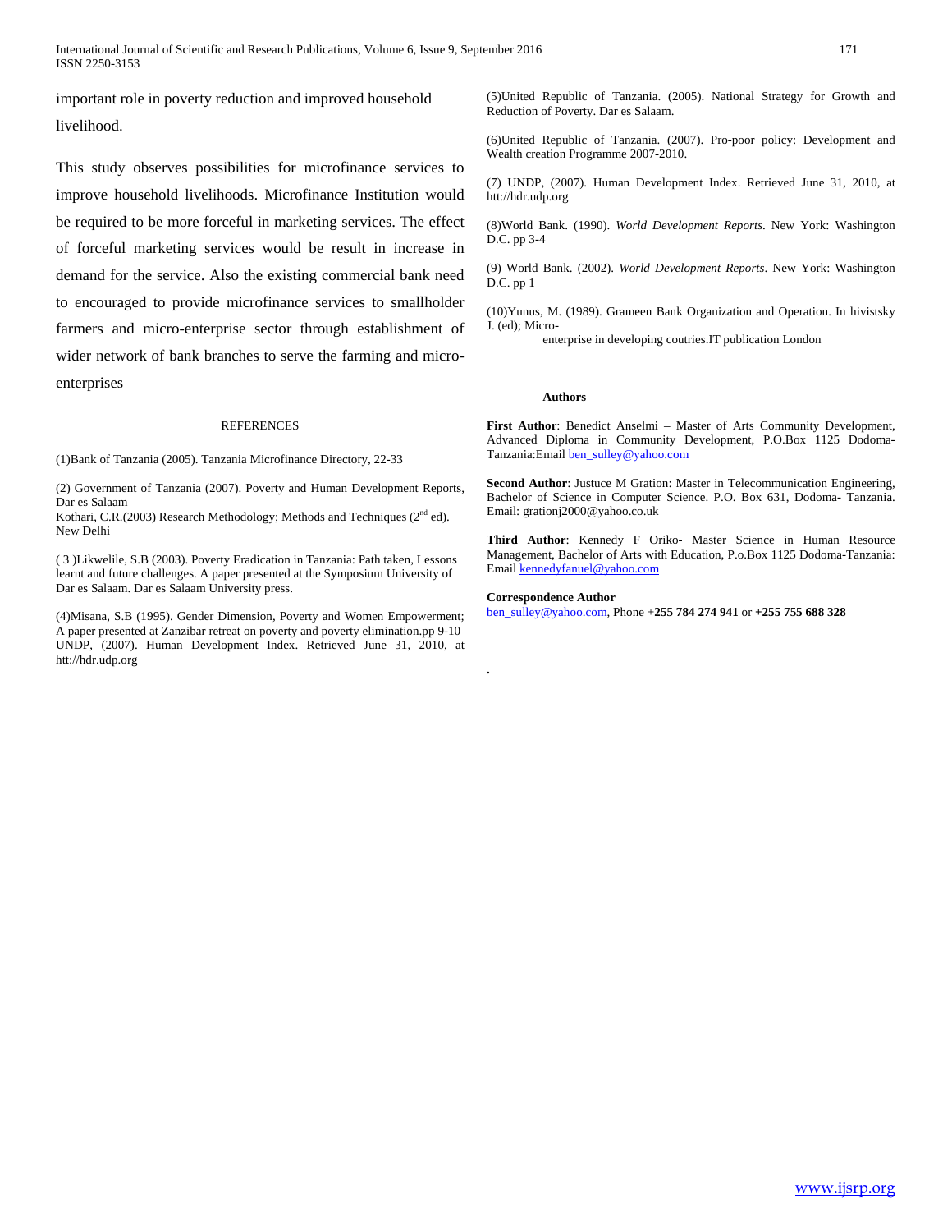important role in poverty reduction and improved household livelihood.

This study observes possibilities for microfinance services to improve household livelihoods. Microfinance Institution would be required to be more forceful in marketing services. The effect of forceful marketing services would be result in increase in demand for the service. Also the existing commercial bank need to encouraged to provide microfinance services to smallholder farmers and micro-enterprise sector through establishment of wider network of bank branches to serve the farming and micro-enterprises

## REFERENCES

(1)Bank of Tanzania (2005). Tanzania Microfinance Directory, 22-33

(2) Government of Tanzania (2007). Poverty and Human Development Reports, Dar es Salaam
Kothari, C.R.(2003) Research Methodology; Methods and Techniques (2nd ed). New Delhi

( 3 )Likwelile, S.B (2003). Poverty Eradication in Tanzania: Path taken, Lessons learnt and future challenges. A paper presented at the Symposium University of Dar es Salaam. Dar es Salaam University press.

(4)Misana, S.B (1995). Gender Dimension, Poverty and Women Empowerment; A paper presented at Zanzibar retreat on poverty and poverty elimination.pp 9-10
UNDP, (2007). Human Development Index. Retrieved June 31, 2010, at htt://hdr.udp.org

(5)United Republic of Tanzania. (2005). National Strategy for Growth and Reduction of Poverty. Dar es Salaam.

(6)United Republic of Tanzania. (2007). Pro-poor policy: Development and Wealth creation Programme 2007-2010.

(7) UNDP, (2007). Human Development Index. Retrieved June 31, 2010, at htt://hdr.udp.org

(8)World Bank. (1990). *World Development Reports*. New York: Washington D.C. pp 3-4

(9) World Bank. (2002). *World Development Reports*. New York: Washington D.C. pp 1

(10)Yunus, M. (1989). Grameen Bank Organization and Operation. In hivistsky J. (ed); Micro-
enterprise in developing coutries.IT publication London

## Authors

**First Author**: Benedict Anselmi – Master of Arts Community Development, Advanced Diploma in Community Development, P.O.Box 1125 Dodoma-Tanzania:Email ben_sulley@yahoo.com

**Second Author**: Justuce M Gration: Master in Telecommunication Engineering, Bachelor of Science in Computer Science. P.O. Box 631, Dodoma- Tanzania. Email: grationj2000@yahoo.co.uk

**Third Author**: Kennedy F Oriko- Master Science in Human Resource Management, Bachelor of Arts with Education, P.o.Box 1125 Dodoma-Tanzania: Email kennedyfanuel@yahoo.com

**Correspondence Author**
ben_sulley@yahoo.com, Phone +**255 784 274 941** or **+255 755 688 328**

.